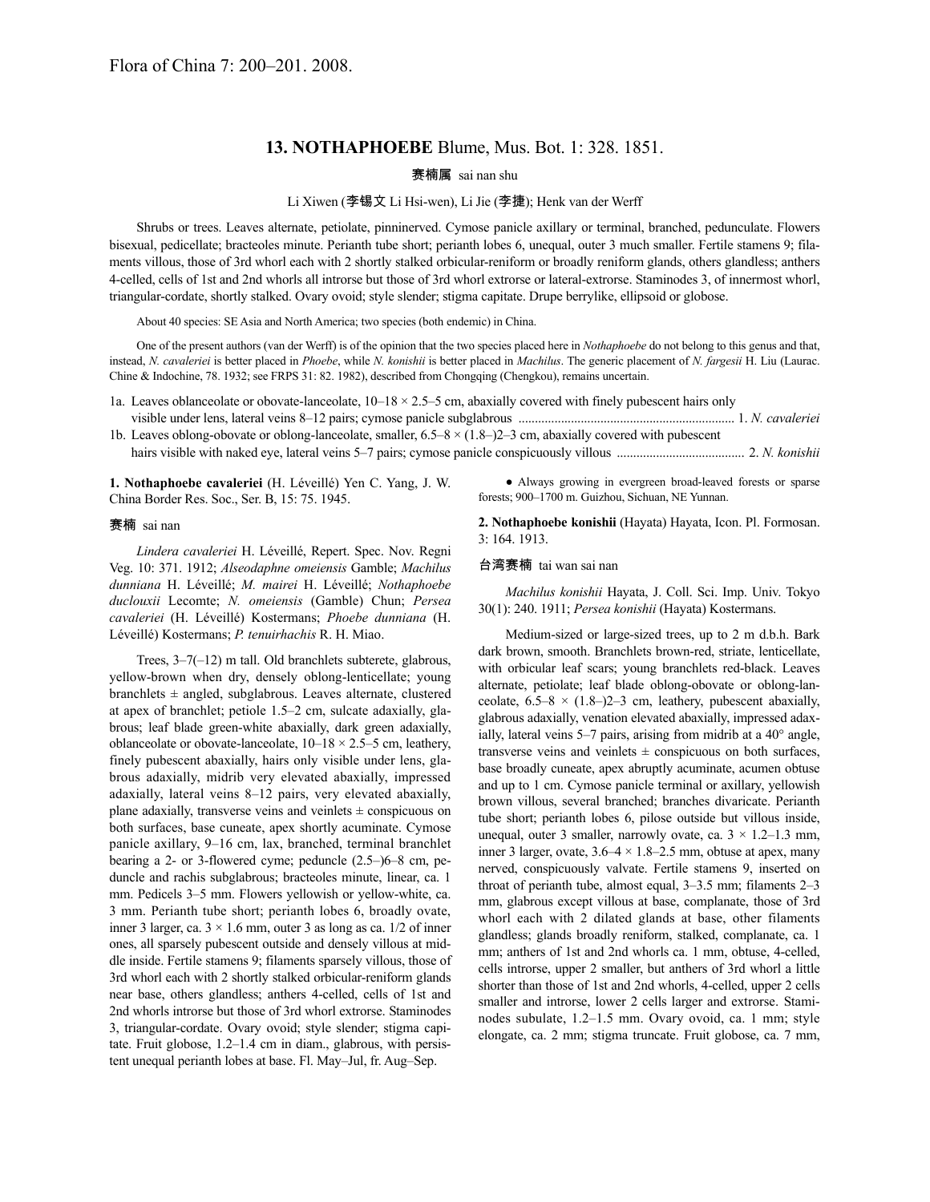Flora of China 7: 200–201. 2008.

## 13. NOTHAPHOEBE Blume, Mus. Bot. 1: 328. 1851.

赛楠属 sai nan shu

Li Xiwen (李锡文 Li Hsi-wen), Li Jie (李捷); Henk van der Werff

Shrubs or trees. Leaves alternate, petiolate, pinninerved. Cymose panicle axillary or terminal, branched, pedunculate. Flowers bisexual, pedicellate; bracteoles minute. Perianth tube short; perianth lobes 6, unequal, outer 3 much smaller. Fertile stamens 9; filaments villous, those of 3rd whorl each with 2 shortly stalked orbicular-reniform or broadly reniform glands, others glandless; anthers 4-celled, cells of 1st and 2nd whorls all introrse but those of 3rd whorl extrorse or lateral-extrorse. Staminodes 3, of innermost whorl, triangular-cordate, shortly stalked. Ovary ovoid; style slender; stigma capitate. Drupe berrylike, ellipsoid or globose.

About 40 species: SE Asia and North America; two species (both endemic) in China.

One of the present authors (van der Werff) is of the opinion that the two species placed here in *Nothaphoebe* do not belong to this genus and that, instead, *N. cavaleriei* is better placed in *Phoebe*, while *N. konishii* is better placed in *Machilus*. The generic placement of *N. fargesii* H. Liu (Laurac. Chine & Indochine, 78. 1932; see FRPS 31: 82. 1982), described from Chongqing (Chengkou), remains uncertain.

1a. Leaves oblanceolate or obovate-lanceolate, 10–18 × 2.5–5 cm, abaxially covered with finely pubescent hairs only visible under lens, lateral veins 8–12 pairs; cymose panicle subglabrous ................................................................ 1. *N. cavaleriei*

1b. Leaves oblong-obovate or oblong-lanceolate, smaller, 6.5–8 × (1.8–)2–3 cm, abaxially covered with pubescent hairs visible with naked eye, lateral veins 5–7 pairs; cymose panicle conspicuously villous ...................................... 2. *N. konishii*

**1. Nothaphoebe cavaleriei** (H. Léveillé) Yen C. Yang, J. W. China Border Res. Soc., Ser. B, 15: 75. 1945.

赛楠 sai nan

*Lindera cavaleriei* H. Léveillé, Repert. Spec. Nov. Regni Veg. 10: 371. 1912; *Alseodaphne omeiensis* Gamble; *Machilus dunniana* H. Léveillé; *M. mairei* H. Léveillé; *Nothaphoebe duclouxii* Lecomte; *N. omeiensis* (Gamble) Chun; *Persea cavaleriei* (H. Léveillé) Kostermans; *Phoebe dunniana* (H. Léveillé) Kostermans; *P. tenuirhachis* R. H. Miao.

Trees, 3–7(–12) m tall. Old branchlets subterete, glabrous, yellow-brown when dry, densely oblong-lenticellate; young branchlets ± angled, subglabrous. Leaves alternate, clustered at apex of branchlet; petiole 1.5–2 cm, sulcate adaxially, glabrous; leaf blade green-white abaxially, dark green adaxially, oblanceolate or obovate-lanceolate, 10–18 × 2.5–5 cm, leathery, finely pubescent abaxially, hairs only visible under lens, glabrous adaxially, midrib very elevated abaxially, impressed adaxially, lateral veins 8–12 pairs, very elevated abaxially, plane adaxially, transverse veins and veinlets ± conspicuous on both surfaces, base cuneate, apex shortly acuminate. Cymose panicle axillary, 9–16 cm, lax, branched, terminal branchlet bearing a 2- or 3-flowered cyme; peduncle (2.5–)6–8 cm, peduncle and rachis subglabrous; bracteoles minute, linear, ca. 1 mm. Pedicels 3–5 mm. Flowers yellowish or yellow-white, ca. 3 mm. Perianth tube short; perianth lobes 6, broadly ovate, inner 3 larger, ca. 3 × 1.6 mm, outer 3 as long as ca. 1/2 of inner ones, all sparsely pubescent outside and densely villous at middle inside. Fertile stamens 9; filaments sparsely villous, those of 3rd whorl each with 2 shortly stalked orbicular-reniform glands near base, others glandless; anthers 4-celled, cells of 1st and 2nd whorls introrse but those of 3rd whorl extrorse. Staminodes 3, triangular-cordate. Ovary ovoid; style slender; stigma capitate. Fruit globose, 1.2–1.4 cm in diam., glabrous, with persistent unequal perianth lobes at base. Fl. May–Jul, fr. Aug–Sep.

● Always growing in evergreen broad-leaved forests or sparse forests; 900–1700 m. Guizhou, Sichuan, NE Yunnan.

**2. Nothaphoebe konishii** (Hayata) Hayata, Icon. Pl. Formosan. 3: 164. 1913.

台湾赛楠 tai wan sai nan

*Machilus konishii* Hayata, J. Coll. Sci. Imp. Univ. Tokyo 30(1): 240. 1911; *Persea konishii* (Hayata) Kostermans.

Medium-sized or large-sized trees, up to 2 m d.b.h. Bark dark brown, smooth. Branchlets brown-red, striate, lenticellate, with orbicular leaf scars; young branchlets red-black. Leaves alternate, petiolate; leaf blade oblong-obovate or oblong-lanceolate, 6.5–8 × (1.8–)2–3 cm, leathery, pubescent abaxially, glabrous adaxially, venation elevated abaxially, impressed adaxially, lateral veins 5–7 pairs, arising from midrib at a 40° angle, transverse veins and veinlets ± conspicuous on both surfaces, base broadly cuneate, apex abruptly acuminate, acumen obtuse and up to 1 cm. Cymose panicle terminal or axillary, yellowish brown villous, several branched; branches divaricate. Perianth tube short; perianth lobes 6, pilose outside but villous inside, unequal, outer 3 smaller, narrowly ovate, ca. 3 × 1.2–1.3 mm, inner 3 larger, ovate, 3.6–4 × 1.8–2.5 mm, obtuse at apex, many nerved, conspicuously valvate. Fertile stamens 9, inserted on throat of perianth tube, almost equal, 3–3.5 mm; filaments 2–3 mm, glabrous except villous at base, complanate, those of 3rd whorl each with 2 dilated glands at base, other filaments glandless; glands broadly reniform, stalked, complanate, ca. 1 mm; anthers of 1st and 2nd whorls ca. 1 mm, obtuse, 4-celled, cells introrse, upper 2 smaller, but anthers of 3rd whorl a little shorter than those of 1st and 2nd whorls, 4-celled, upper 2 cells smaller and introrse, lower 2 cells larger and extrorse. Staminodes subulate, 1.2–1.5 mm. Ovary ovoid, ca. 1 mm; style elongate, ca. 2 mm; stigma truncate. Fruit globose, ca. 7 mm,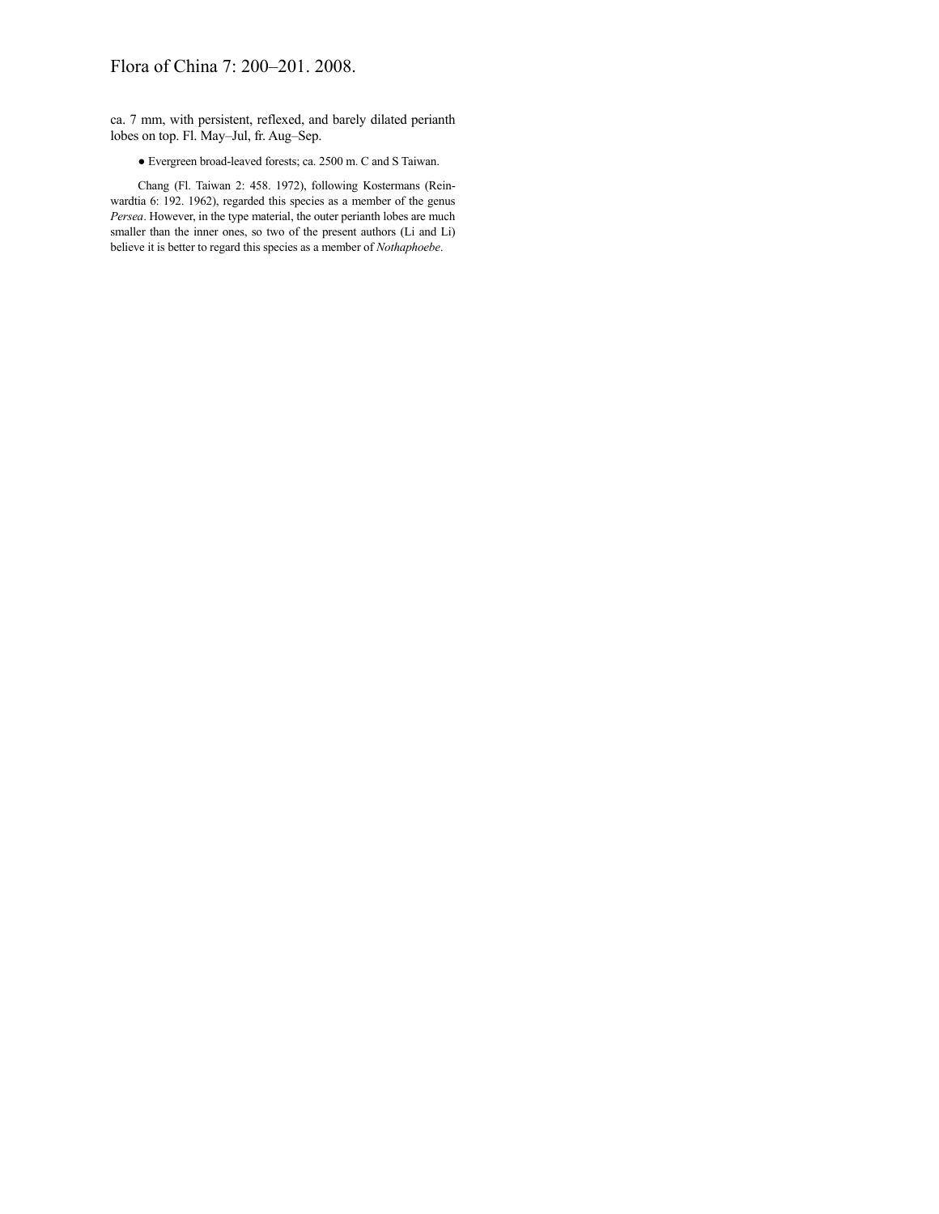ca. 7 mm, with persistent, reflexed, and barely dilated perianth lobes on top. Fl. May–Jul, fr. Aug–Sep.

● Evergreen broad-leaved forests; ca. 2500 m. C and S Taiwan.

Chang (Fl. Taiwan 2: 458. 1972), following Kostermans (Reinwardtia 6: 192. 1962), regarded this species as a member of the genus *Persea*. However, in the type material, the outer perianth lobes are much smaller than the inner ones, so two of the present authors (Li and Li) believe it is better to regard this species as a member of *Nothaphoebe*.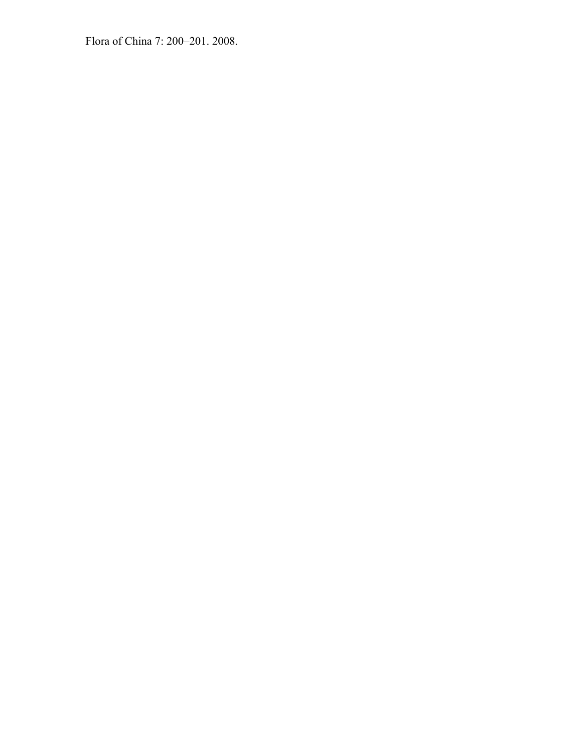Flora of China 7: 200–201. 2008.